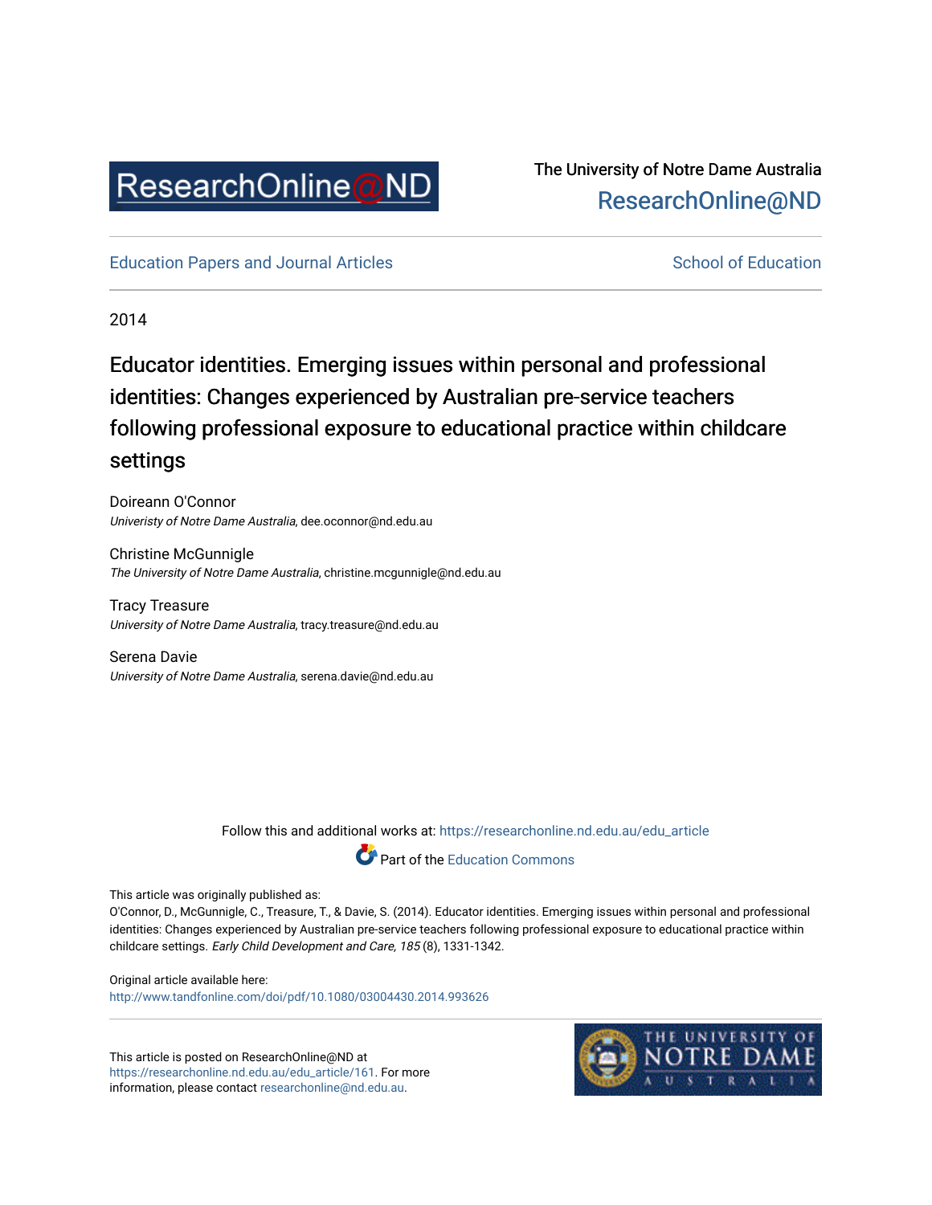ResearchOnline@ND

The University of Notre Dame Australia
ResearchOnline@ND

Education Papers and Journal Articles

School of Education

2014

# Educator identities. Emerging issues within personal and professional identities: Changes experienced by Australian pre-service teachers following professional exposure to educational practice within childcare settings

Doireann O'Connor
*Univeristy of Notre Dame Australia*, dee.oconnor@nd.edu.au

Christine McGunnigle
*The University of Notre Dame Australia*, christine.mcgunnigle@nd.edu.au

Tracy Treasure
*University of Notre Dame Australia*, tracy.treasure@nd.edu.au

Serena Davie
*University of Notre Dame Australia*, serena.davie@nd.edu.au

Follow this and additional works at: https://researchonline.nd.edu.au/edu_article

Part of the Education Commons

This article was originally published as:
O'Connor, D., McGunnigle, C., Treasure, T., & Davie, S. (2014). Educator identities. Emerging issues within personal and professional identities: Changes experienced by Australian pre-service teachers following professional exposure to educational practice within childcare settings. *Early Child Development and Care, 185* (8), 1331-1342.

Original article available here:
http://www.tandfonline.com/doi/pdf/10.1080/03004430.2014.993626

This article is posted on ResearchOnline@ND at https://researchonline.nd.edu.au/edu_article/161. For more information, please contact researchonline@nd.edu.au.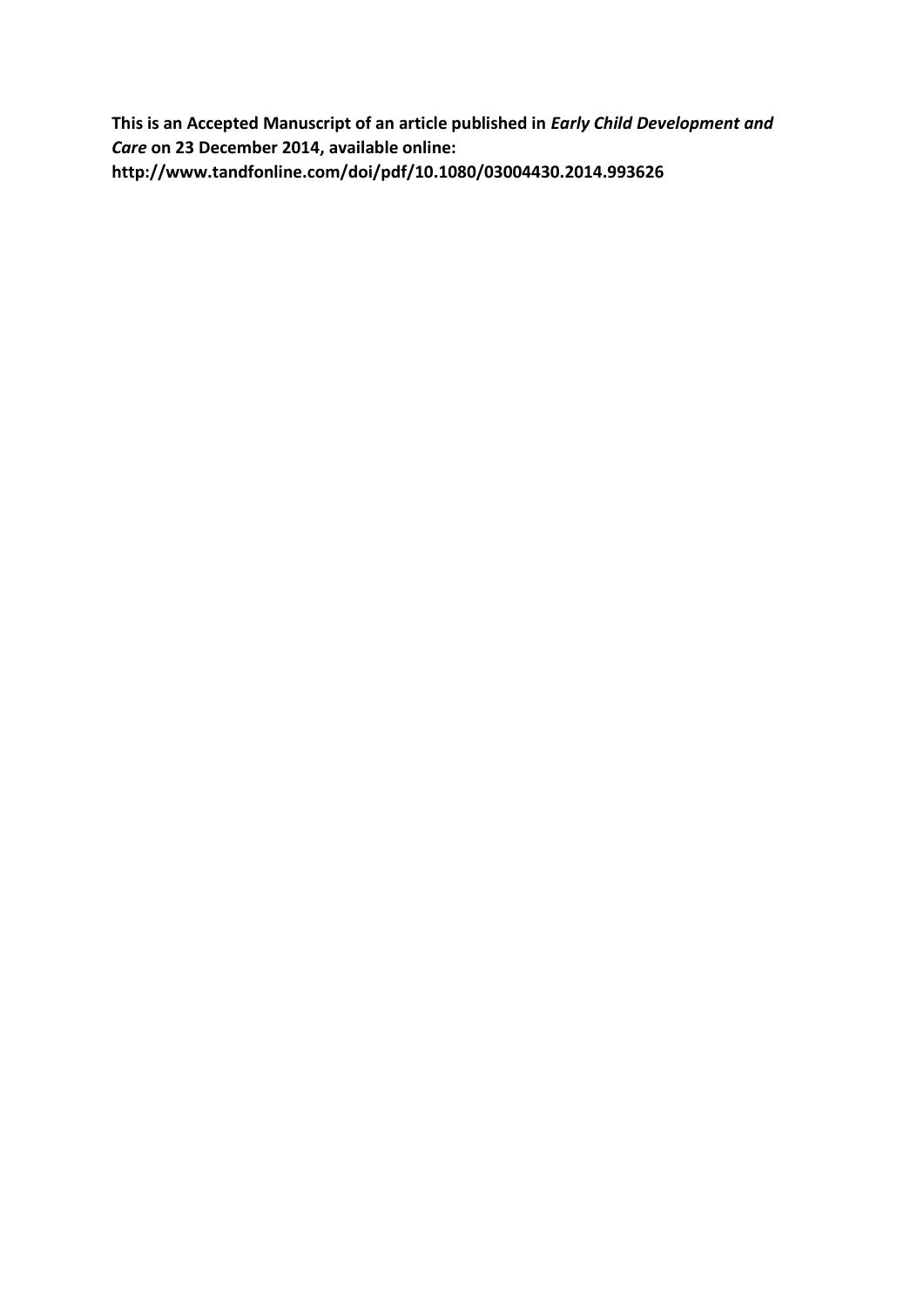**This is an Accepted Manuscript of an article published in *Early Child Development and Care* on 23 December 2014, available online: http://www.tandfonline.com/doi/pdf/10.1080/03004430.2014.993626**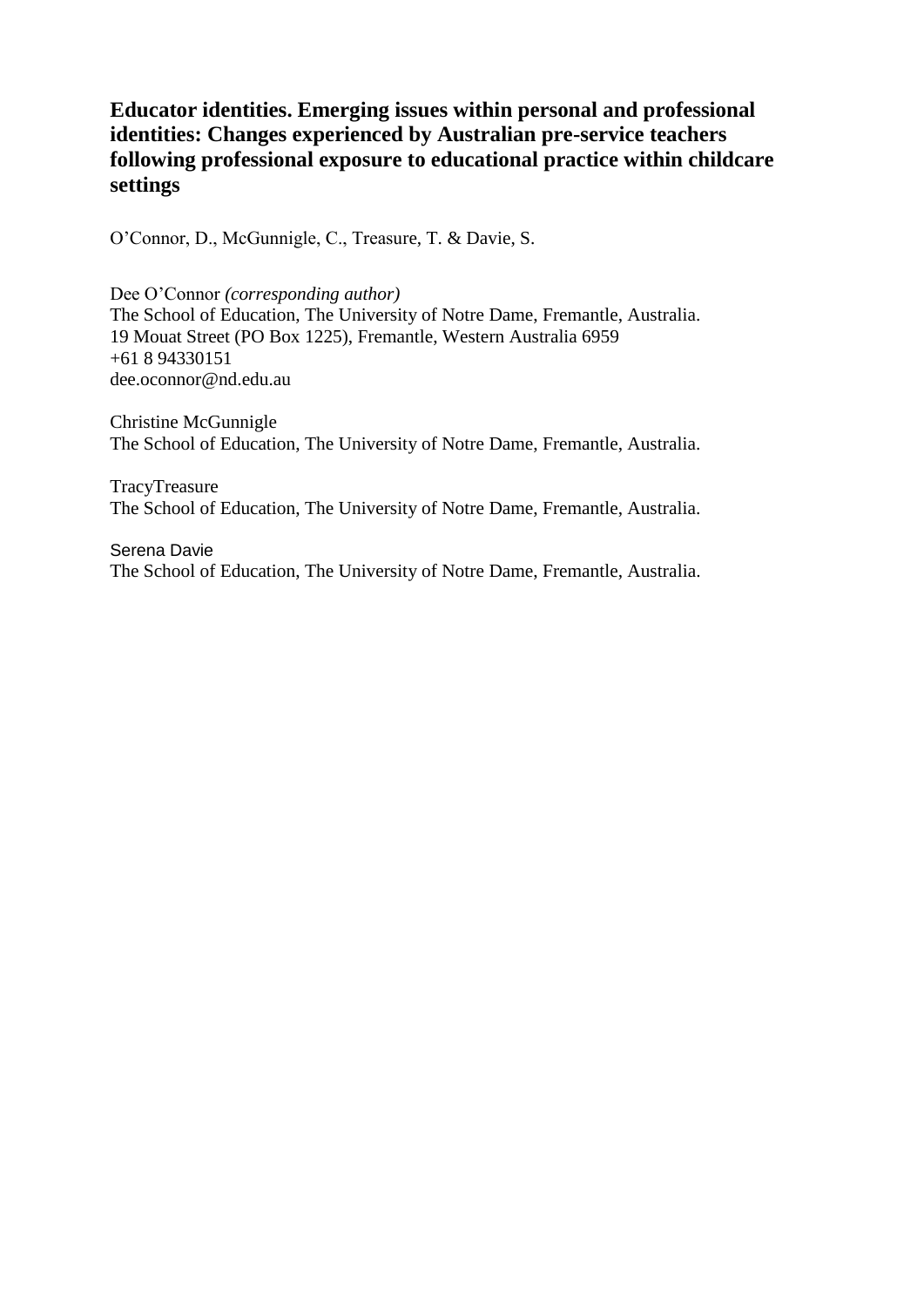# Educator identities. Emerging issues within personal and professional identities: Changes experienced by Australian pre-service teachers following professional exposure to educational practice within childcare settings

O'Connor, D., McGunnigle, C., Treasure, T. & Davie, S.

Dee O'Connor *(corresponding author)*
The School of Education, The University of Notre Dame, Fremantle, Australia.
19 Mouat Street (PO Box 1225), Fremantle, Western Australia 6959
+61 8 94330151
dee.oconnor@nd.edu.au

Christine McGunnigle
The School of Education, The University of Notre Dame, Fremantle, Australia.

TracyTreasure
The School of Education, The University of Notre Dame, Fremantle, Australia.

Serena Davie
The School of Education, The University of Notre Dame, Fremantle, Australia.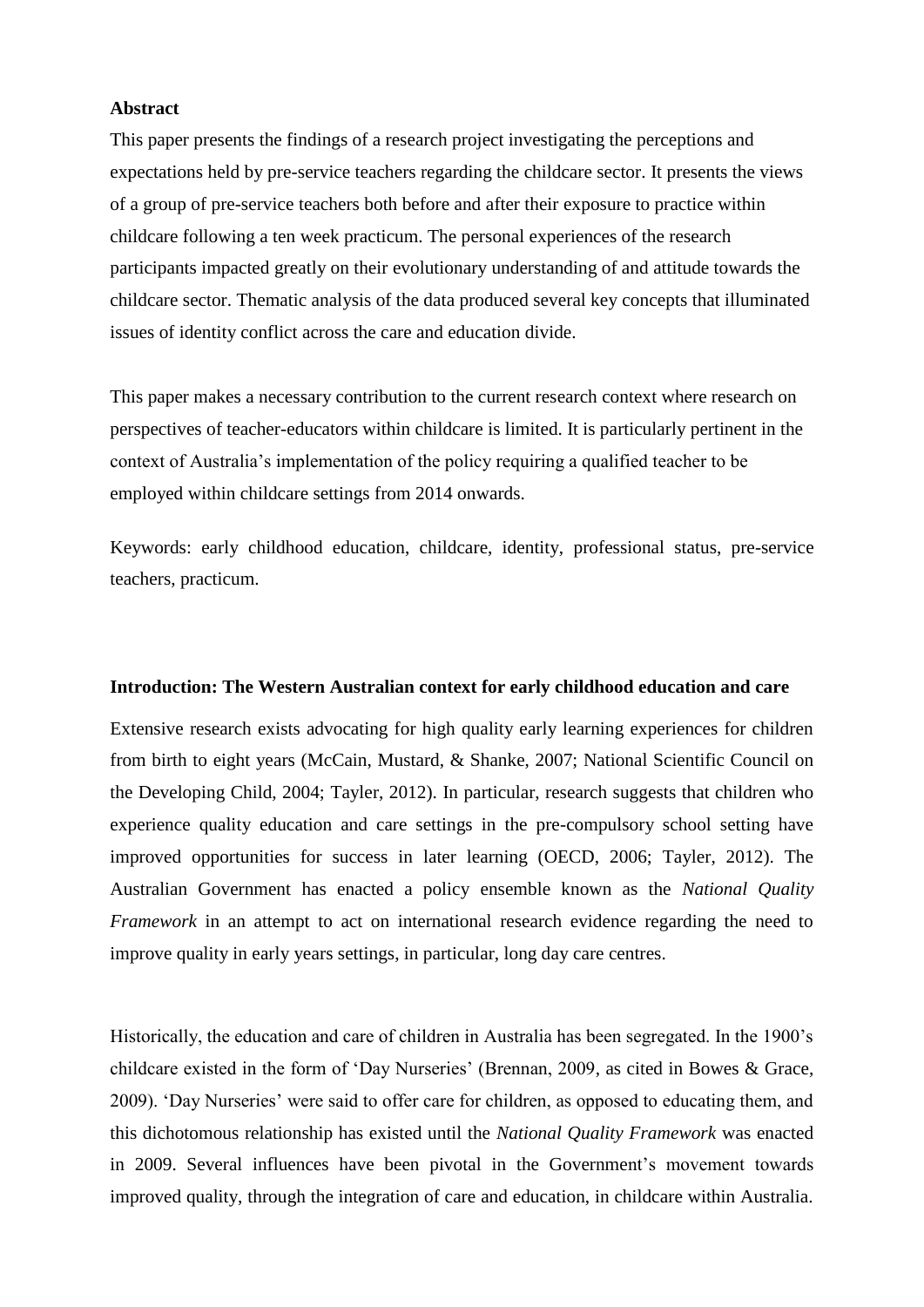**Abstract**

This paper presents the findings of a research project investigating the perceptions and expectations held by pre-service teachers regarding the childcare sector. It presents the views of a group of pre-service teachers both before and after their exposure to practice within childcare following a ten week practicum. The personal experiences of the research participants impacted greatly on their evolutionary understanding of and attitude towards the childcare sector. Thematic analysis of the data produced several key concepts that illuminated issues of identity conflict across the care and education divide.

This paper makes a necessary contribution to the current research context where research on perspectives of teacher-educators within childcare is limited. It is particularly pertinent in the context of Australia's implementation of the policy requiring a qualified teacher to be employed within childcare settings from 2014 onwards.

Keywords: early childhood education, childcare, identity, professional status, pre-service teachers, practicum.

**Introduction: The Western Australian context for early childhood education and care**

Extensive research exists advocating for high quality early learning experiences for children from birth to eight years (McCain, Mustard, & Shanke, 2007; National Scientific Council on the Developing Child, 2004; Tayler, 2012). In particular, research suggests that children who experience quality education and care settings in the pre-compulsory school setting have improved opportunities for success in later learning (OECD, 2006; Tayler, 2012). The Australian Government has enacted a policy ensemble known as the *National Quality Framework* in an attempt to act on international research evidence regarding the need to improve quality in early years settings, in particular, long day care centres.

Historically, the education and care of children in Australia has been segregated. In the 1900's childcare existed in the form of 'Day Nurseries' (Brennan, 2009, as cited in Bowes & Grace, 2009). 'Day Nurseries' were said to offer care for children, as opposed to educating them, and this dichotomous relationship has existed until the *National Quality Framework* was enacted in 2009. Several influences have been pivotal in the Government's movement towards improved quality, through the integration of care and education, in childcare within Australia.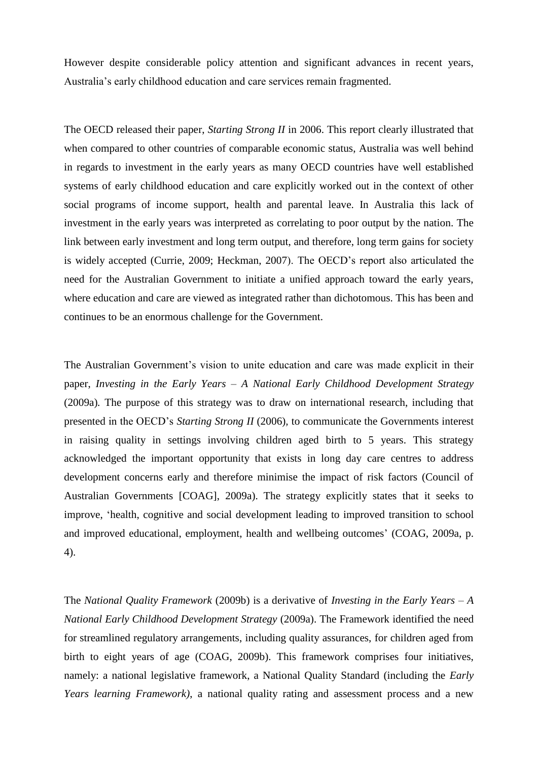However despite considerable policy attention and significant advances in recent years, Australia's early childhood education and care services remain fragmented.

The OECD released their paper, *Starting Strong II* in 2006. This report clearly illustrated that when compared to other countries of comparable economic status, Australia was well behind in regards to investment in the early years as many OECD countries have well established systems of early childhood education and care explicitly worked out in the context of other social programs of income support, health and parental leave. In Australia this lack of investment in the early years was interpreted as correlating to poor output by the nation. The link between early investment and long term output, and therefore, long term gains for society is widely accepted (Currie, 2009; Heckman, 2007). The OECD's report also articulated the need for the Australian Government to initiate a unified approach toward the early years, where education and care are viewed as integrated rather than dichotomous. This has been and continues to be an enormous challenge for the Government.

The Australian Government's vision to unite education and care was made explicit in their paper, *Investing in the Early Years – A National Early Childhood Development Strategy* (2009a). The purpose of this strategy was to draw on international research, including that presented in the OECD's *Starting Strong II* (2006), to communicate the Governments interest in raising quality in settings involving children aged birth to 5 years. This strategy acknowledged the important opportunity that exists in long day care centres to address development concerns early and therefore minimise the impact of risk factors (Council of Australian Governments [COAG], 2009a). The strategy explicitly states that it seeks to improve, 'health, cognitive and social development leading to improved transition to school and improved educational, employment, health and wellbeing outcomes' (COAG, 2009a, p. 4).

The *National Quality Framework* (2009b) is a derivative of *Investing in the Early Years – A National Early Childhood Development Strategy* (2009a). The Framework identified the need for streamlined regulatory arrangements, including quality assurances, for children aged from birth to eight years of age (COAG, 2009b). This framework comprises four initiatives, namely: a national legislative framework, a National Quality Standard (including the *Early Years learning Framework)*, a national quality rating and assessment process and a new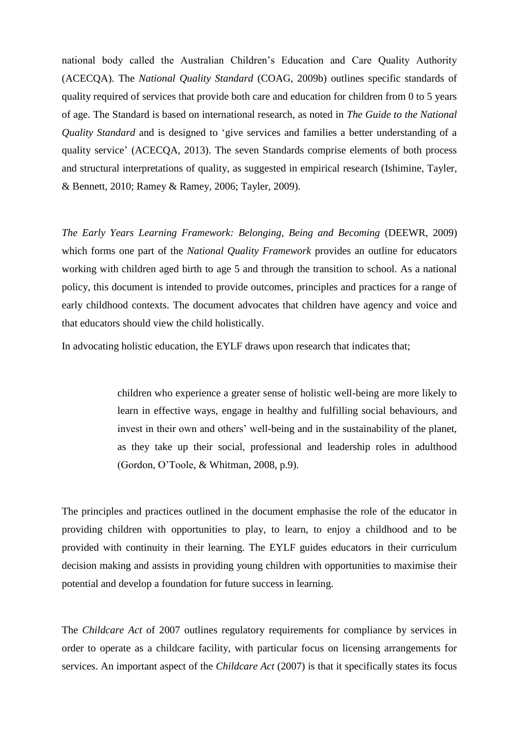national body called the Australian Children's Education and Care Quality Authority (ACECQA). The *National Quality Standard* (COAG, 2009b) outlines specific standards of quality required of services that provide both care and education for children from 0 to 5 years of age. The Standard is based on international research, as noted in *The Guide to the National Quality Standard* and is designed to 'give services and families a better understanding of a quality service' (ACECQA, 2013). The seven Standards comprise elements of both process and structural interpretations of quality, as suggested in empirical research (Ishimine, Tayler, & Bennett, 2010; Ramey & Ramey, 2006; Tayler, 2009).

*The Early Years Learning Framework: Belonging, Being and Becoming* (DEEWR, 2009) which forms one part of the *National Quality Framework* provides an outline for educators working with children aged birth to age 5 and through the transition to school. As a national policy, this document is intended to provide outcomes, principles and practices for a range of early childhood contexts. The document advocates that children have agency and voice and that educators should view the child holistically.

In advocating holistic education, the EYLF draws upon research that indicates that;

> children who experience a greater sense of holistic well-being are more likely to learn in effective ways, engage in healthy and fulfilling social behaviours, and invest in their own and others' well-being and in the sustainability of the planet, as they take up their social, professional and leadership roles in adulthood (Gordon, O'Toole, & Whitman, 2008, p.9).

The principles and practices outlined in the document emphasise the role of the educator in providing children with opportunities to play, to learn, to enjoy a childhood and to be provided with continuity in their learning. The EYLF guides educators in their curriculum decision making and assists in providing young children with opportunities to maximise their potential and develop a foundation for future success in learning.

The *Childcare Act* of 2007 outlines regulatory requirements for compliance by services in order to operate as a childcare facility, with particular focus on licensing arrangements for services. An important aspect of the *Childcare Act* (2007) is that it specifically states its focus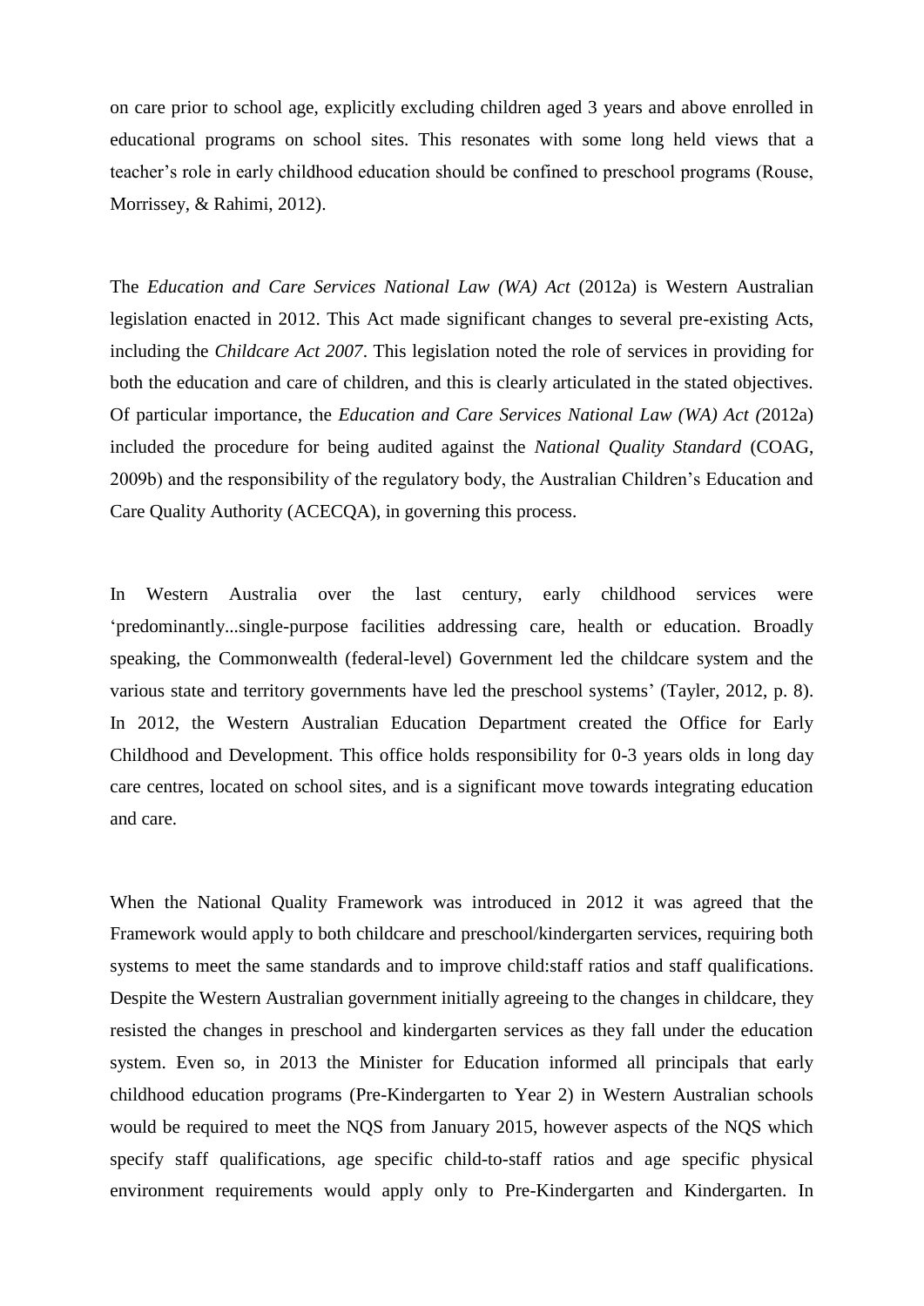on care prior to school age, explicitly excluding children aged 3 years and above enrolled in educational programs on school sites. This resonates with some long held views that a teacher's role in early childhood education should be confined to preschool programs (Rouse, Morrissey, & Rahimi, 2012).

The *Education and Care Services National Law (WA) Act* (2012a) is Western Australian legislation enacted in 2012. This Act made significant changes to several pre-existing Acts, including the *Childcare Act 2007*. This legislation noted the role of services in providing for both the education and care of children, and this is clearly articulated in the stated objectives. Of particular importance, the *Education and Care Services National Law (WA) Act (*2012a) included the procedure for being audited against the *National Quality Standard* (COAG, 2009b) and the responsibility of the regulatory body, the Australian Children's Education and Care Quality Authority (ACECQA), in governing this process.

In Western Australia over the last century, early childhood services were 'predominantly...single-purpose facilities addressing care, health or education. Broadly speaking, the Commonwealth (federal-level) Government led the childcare system and the various state and territory governments have led the preschool systems' (Tayler, 2012, p. 8). In 2012, the Western Australian Education Department created the Office for Early Childhood and Development. This office holds responsibility for 0-3 years olds in long day care centres, located on school sites, and is a significant move towards integrating education and care.

When the National Quality Framework was introduced in 2012 it was agreed that the Framework would apply to both childcare and preschool/kindergarten services, requiring both systems to meet the same standards and to improve child:staff ratios and staff qualifications. Despite the Western Australian government initially agreeing to the changes in childcare, they resisted the changes in preschool and kindergarten services as they fall under the education system. Even so, in 2013 the Minister for Education informed all principals that early childhood education programs (Pre-Kindergarten to Year 2) in Western Australian schools would be required to meet the NQS from January 2015, however aspects of the NQS which specify staff qualifications, age specific child-to-staff ratios and age specific physical environment requirements would apply only to Pre-Kindergarten and Kindergarten. In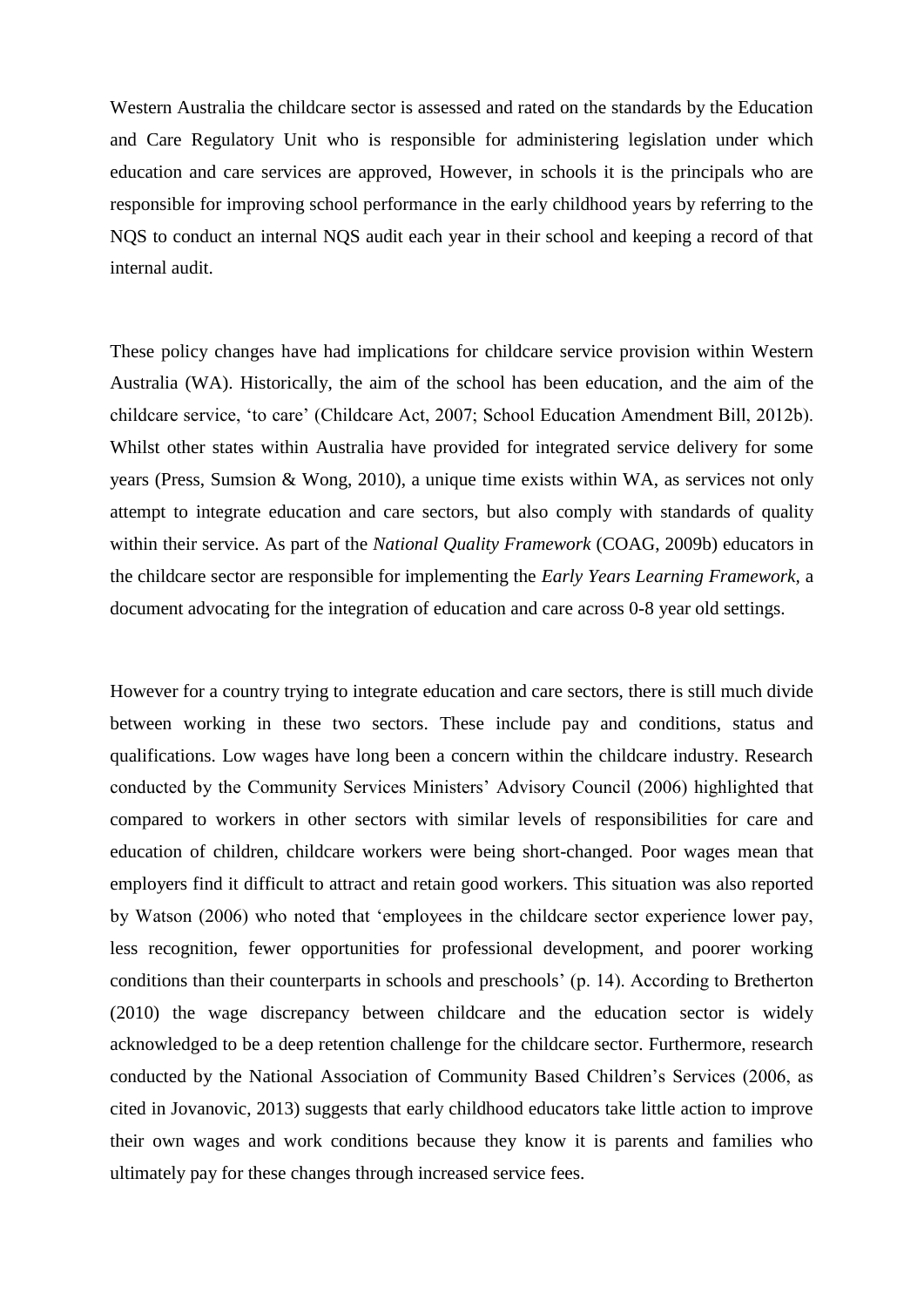Western Australia the childcare sector is assessed and rated on the standards by the Education and Care Regulatory Unit who is responsible for administering legislation under which education and care services are approved, However, in schools it is the principals who are responsible for improving school performance in the early childhood years by referring to the NQS to conduct an internal NQS audit each year in their school and keeping a record of that internal audit.

These policy changes have had implications for childcare service provision within Western Australia (WA). Historically, the aim of the school has been education, and the aim of the childcare service, 'to care' (Childcare Act, 2007; School Education Amendment Bill, 2012b). Whilst other states within Australia have provided for integrated service delivery for some years (Press, Sumsion & Wong, 2010), a unique time exists within WA, as services not only attempt to integrate education and care sectors, but also comply with standards of quality within their service. As part of the *National Quality Framework* (COAG, 2009b) educators in the childcare sector are responsible for implementing the *Early Years Learning Framework*, a document advocating for the integration of education and care across 0-8 year old settings.

However for a country trying to integrate education and care sectors, there is still much divide between working in these two sectors. These include pay and conditions, status and qualifications. Low wages have long been a concern within the childcare industry. Research conducted by the Community Services Ministers' Advisory Council (2006) highlighted that compared to workers in other sectors with similar levels of responsibilities for care and education of children, childcare workers were being short-changed. Poor wages mean that employers find it difficult to attract and retain good workers. This situation was also reported by Watson (2006) who noted that 'employees in the childcare sector experience lower pay, less recognition, fewer opportunities for professional development, and poorer working conditions than their counterparts in schools and preschools' (p. 14). According to Bretherton (2010) the wage discrepancy between childcare and the education sector is widely acknowledged to be a deep retention challenge for the childcare sector. Furthermore, research conducted by the National Association of Community Based Children's Services (2006, as cited in Jovanovic, 2013) suggests that early childhood educators take little action to improve their own wages and work conditions because they know it is parents and families who ultimately pay for these changes through increased service fees.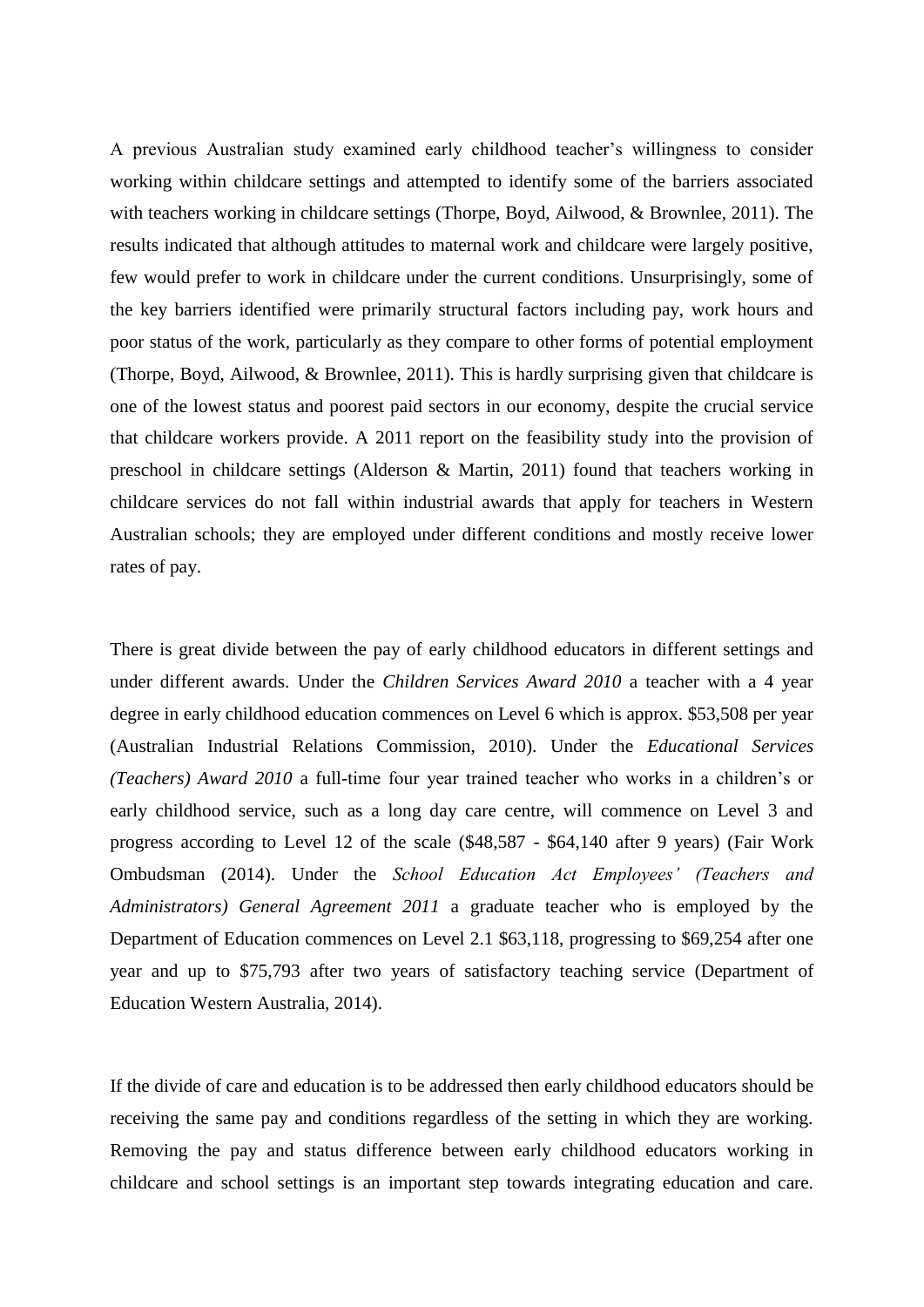A previous Australian study examined early childhood teacher's willingness to consider working within childcare settings and attempted to identify some of the barriers associated with teachers working in childcare settings (Thorpe, Boyd, Ailwood, & Brownlee, 2011). The results indicated that although attitudes to maternal work and childcare were largely positive, few would prefer to work in childcare under the current conditions. Unsurprisingly, some of the key barriers identified were primarily structural factors including pay, work hours and poor status of the work, particularly as they compare to other forms of potential employment (Thorpe, Boyd, Ailwood, & Brownlee, 2011). This is hardly surprising given that childcare is one of the lowest status and poorest paid sectors in our economy, despite the crucial service that childcare workers provide. A 2011 report on the feasibility study into the provision of preschool in childcare settings (Alderson & Martin, 2011) found that teachers working in childcare services do not fall within industrial awards that apply for teachers in Western Australian schools; they are employed under different conditions and mostly receive lower rates of pay.

There is great divide between the pay of early childhood educators in different settings and under different awards. Under the *Children Services Award 2010* a teacher with a 4 year degree in early childhood education commences on Level 6 which is approx. $53,508 per year (Australian Industrial Relations Commission, 2010). Under the *Educational Services (Teachers) Award 2010* a full-time four year trained teacher who works in a children's or early childhood service, such as a long day care centre, will commence on Level 3 and progress according to Level 12 of the scale ($48,587 - $64,140 after 9 years) (Fair Work Ombudsman (2014). Under the *School Education Act Employees' (Teachers and Administrators) General Agreement 2011* a graduate teacher who is employed by the Department of Education commences on Level 2.1 $63,118, progressing to $69,254 after one year and up to $75,793 after two years of satisfactory teaching service (Department of Education Western Australia, 2014).

If the divide of care and education is to be addressed then early childhood educators should be receiving the same pay and conditions regardless of the setting in which they are working. Removing the pay and status difference between early childhood educators working in childcare and school settings is an important step towards integrating education and care.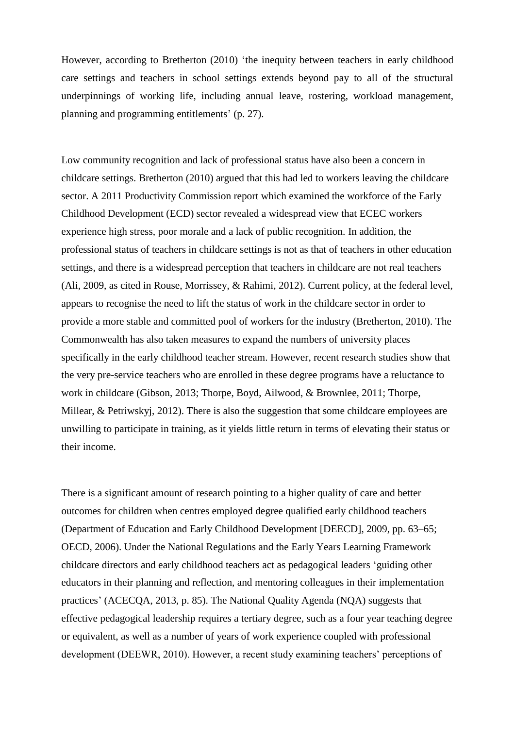However, according to Bretherton (2010) 'the inequity between teachers in early childhood care settings and teachers in school settings extends beyond pay to all of the structural underpinnings of working life, including annual leave, rostering, workload management, planning and programming entitlements' (p. 27).

Low community recognition and lack of professional status have also been a concern in childcare settings. Bretherton (2010) argued that this had led to workers leaving the childcare sector. A 2011 Productivity Commission report which examined the workforce of the Early Childhood Development (ECD) sector revealed a widespread view that ECEC workers experience high stress, poor morale and a lack of public recognition. In addition, the professional status of teachers in childcare settings is not as that of teachers in other education settings, and there is a widespread perception that teachers in childcare are not real teachers (Ali, 2009, as cited in Rouse, Morrissey, & Rahimi, 2012). Current policy, at the federal level, appears to recognise the need to lift the status of work in the childcare sector in order to provide a more stable and committed pool of workers for the industry (Bretherton, 2010). The Commonwealth has also taken measures to expand the numbers of university places specifically in the early childhood teacher stream. However, recent research studies show that the very pre-service teachers who are enrolled in these degree programs have a reluctance to work in childcare (Gibson, 2013; Thorpe, Boyd, Ailwood, & Brownlee, 2011; Thorpe, Millear, & Petriwskyj, 2012). There is also the suggestion that some childcare employees are unwilling to participate in training, as it yields little return in terms of elevating their status or their income.

There is a significant amount of research pointing to a higher quality of care and better outcomes for children when centres employed degree qualified early childhood teachers (Department of Education and Early Childhood Development [DEECD], 2009, pp. 63–65; OECD, 2006). Under the National Regulations and the Early Years Learning Framework childcare directors and early childhood teachers act as pedagogical leaders 'guiding other educators in their planning and reflection, and mentoring colleagues in their implementation practices' (ACECQA, 2013, p. 85). The National Quality Agenda (NQA) suggests that effective pedagogical leadership requires a tertiary degree, such as a four year teaching degree or equivalent, as well as a number of years of work experience coupled with professional development (DEEWR, 2010). However, a recent study examining teachers' perceptions of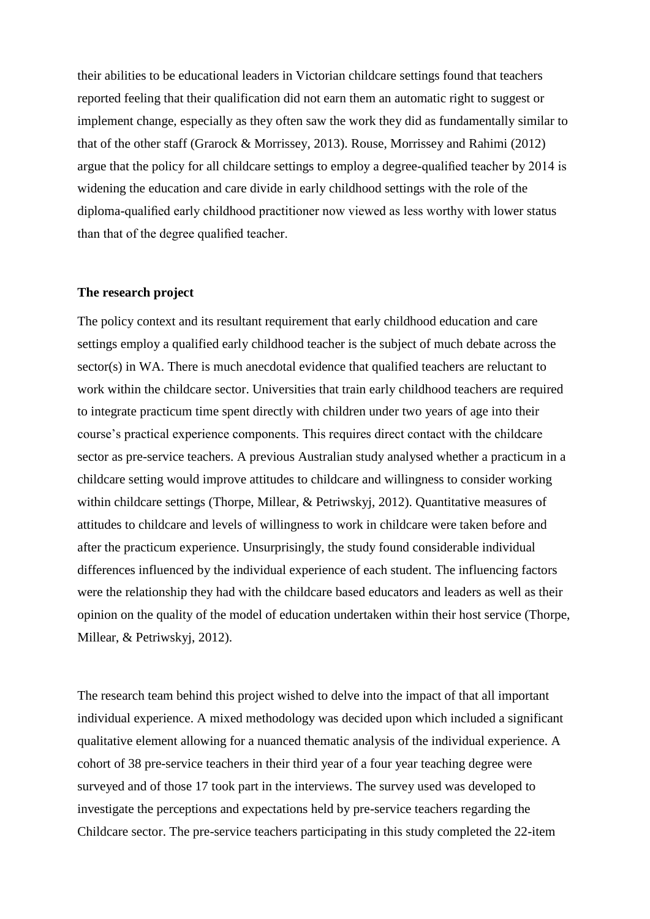their abilities to be educational leaders in Victorian childcare settings found that teachers reported feeling that their qualification did not earn them an automatic right to suggest or implement change, especially as they often saw the work they did as fundamentally similar to that of the other staff (Grarock & Morrissey, 2013). Rouse, Morrissey and Rahimi (2012) argue that the policy for all childcare settings to employ a degree-qualified teacher by 2014 is widening the education and care divide in early childhood settings with the role of the diploma-qualified early childhood practitioner now viewed as less worthy with lower status than that of the degree qualified teacher.

**The research project**

The policy context and its resultant requirement that early childhood education and care settings employ a qualified early childhood teacher is the subject of much debate across the sector(s) in WA. There is much anecdotal evidence that qualified teachers are reluctant to work within the childcare sector. Universities that train early childhood teachers are required to integrate practicum time spent directly with children under two years of age into their course's practical experience components. This requires direct contact with the childcare sector as pre-service teachers. A previous Australian study analysed whether a practicum in a childcare setting would improve attitudes to childcare and willingness to consider working within childcare settings (Thorpe, Millear, & Petriwskyj, 2012). Quantitative measures of attitudes to childcare and levels of willingness to work in childcare were taken before and after the practicum experience. Unsurprisingly, the study found considerable individual differences influenced by the individual experience of each student. The influencing factors were the relationship they had with the childcare based educators and leaders as well as their opinion on the quality of the model of education undertaken within their host service (Thorpe, Millear, & Petriwskyj, 2012).

The research team behind this project wished to delve into the impact of that all important individual experience. A mixed methodology was decided upon which included a significant qualitative element allowing for a nuanced thematic analysis of the individual experience. A cohort of 38 pre-service teachers in their third year of a four year teaching degree were surveyed and of those 17 took part in the interviews. The survey used was developed to investigate the perceptions and expectations held by pre-service teachers regarding the Childcare sector. The pre-service teachers participating in this study completed the 22-item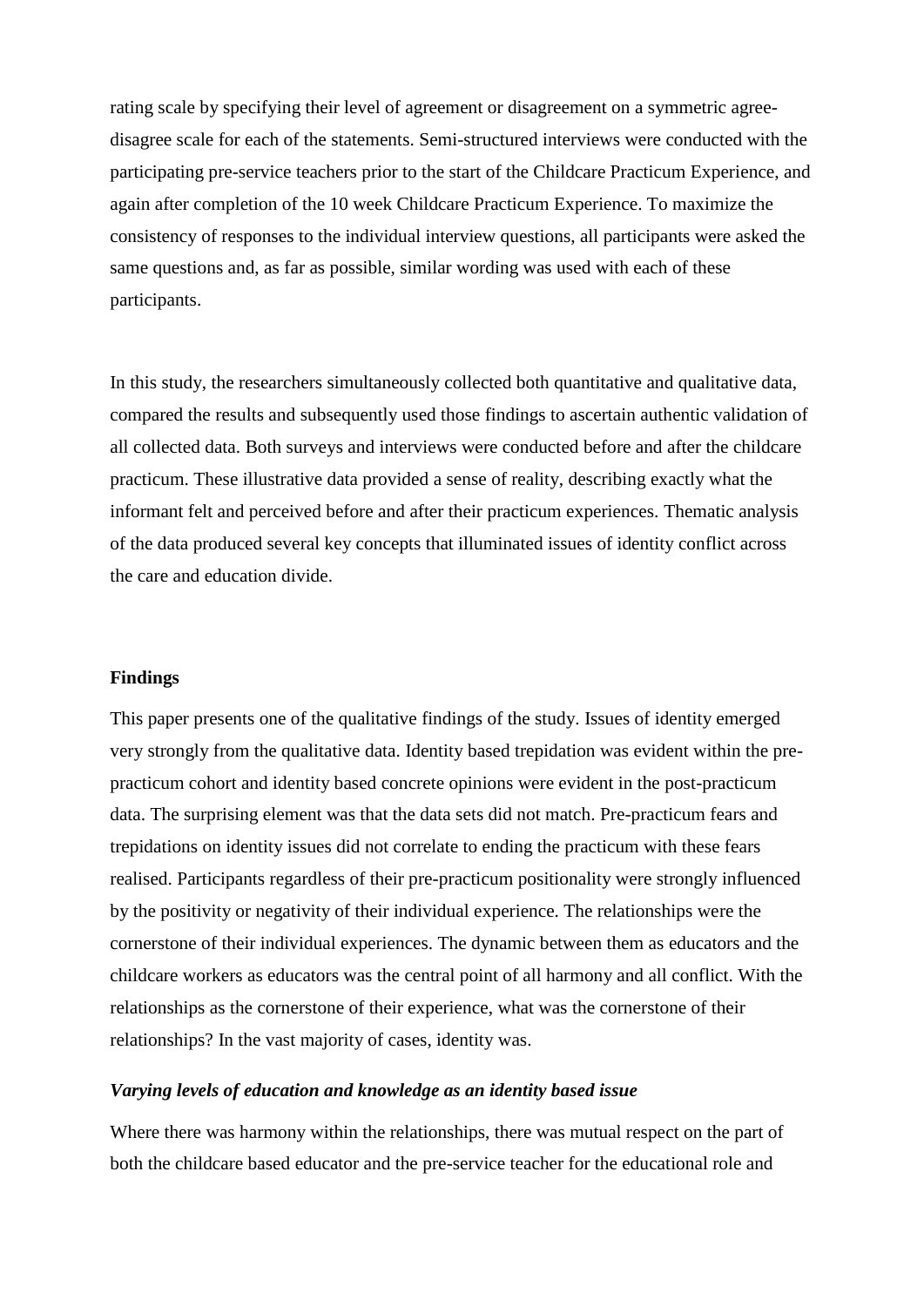rating scale by specifying their level of agreement or disagreement on a symmetric agree-disagree scale for each of the statements. Semi-structured interviews were conducted with the participating pre-service teachers prior to the start of the Childcare Practicum Experience, and again after completion of the 10 week Childcare Practicum Experience. To maximize the consistency of responses to the individual interview questions, all participants were asked the same questions and, as far as possible, similar wording was used with each of these participants.

In this study, the researchers simultaneously collected both quantitative and qualitative data, compared the results and subsequently used those findings to ascertain authentic validation of all collected data. Both surveys and interviews were conducted before and after the childcare practicum. These illustrative data provided a sense of reality, describing exactly what the informant felt and perceived before and after their practicum experiences. Thematic analysis of the data produced several key concepts that illuminated issues of identity conflict across the care and education divide.

## Findings

This paper presents one of the qualitative findings of the study. Issues of identity emerged very strongly from the qualitative data. Identity based trepidation was evident within the pre-practicum cohort and identity based concrete opinions were evident in the post-practicum data. The surprising element was that the data sets did not match. Pre-practicum fears and trepidations on identity issues did not correlate to ending the practicum with these fears realised. Participants regardless of their pre-practicum positionality were strongly influenced by the positivity or negativity of their individual experience. The relationships were the cornerstone of their individual experiences. The dynamic between them as educators and the childcare workers as educators was the central point of all harmony and all conflict. With the relationships as the cornerstone of their experience, what was the cornerstone of their relationships? In the vast majority of cases, identity was.

### *Varying levels of education and knowledge as an identity based issue*

Where there was harmony within the relationships, there was mutual respect on the part of both the childcare based educator and the pre-service teacher for the educational role and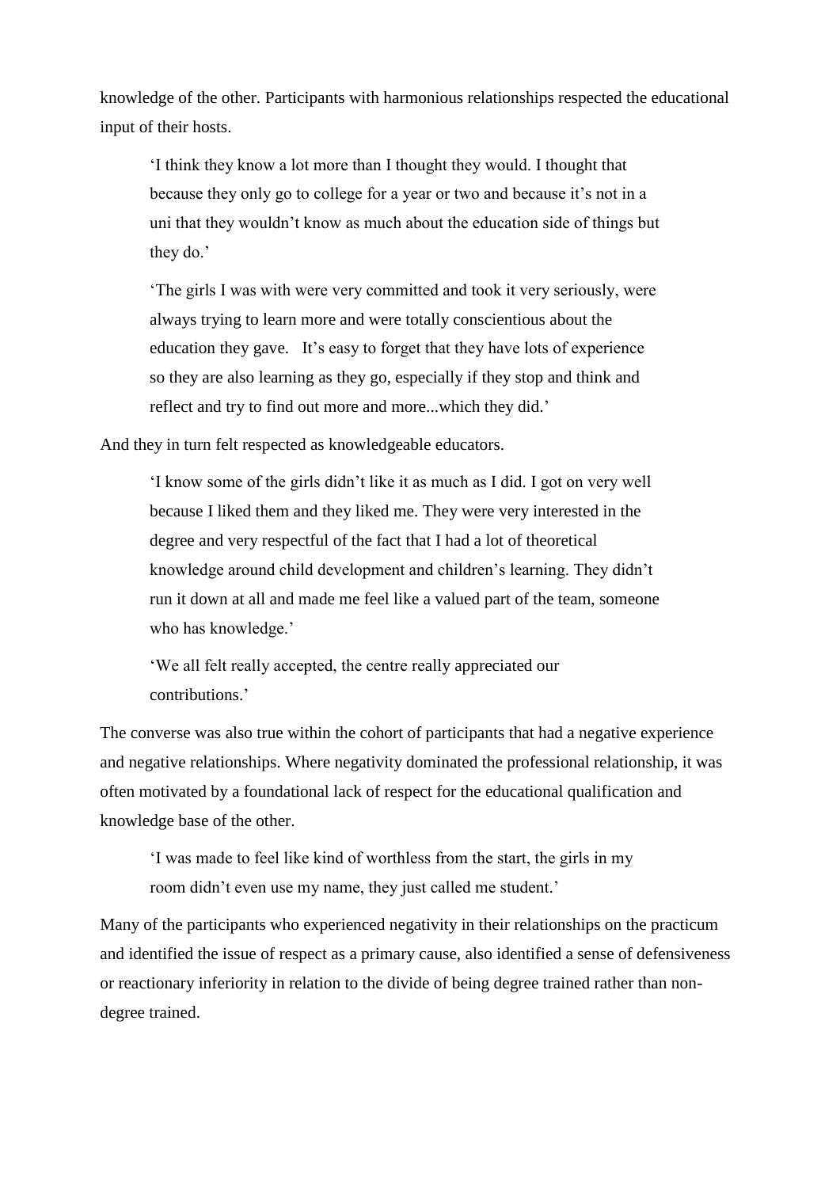knowledge of the other. Participants with harmonious relationships respected the educational input of their hosts.

> 'I think they know a lot more than I thought they would. I thought that because they only go to college for a year or two and because it's not in a uni that they wouldn't know as much about the education side of things but they do.'

> 'The girls I was with were very committed and took it very seriously, were always trying to learn more and were totally conscientious about the education they gave. It's easy to forget that they have lots of experience so they are also learning as they go, especially if they stop and think and reflect and try to find out more and more...which they did.'

And they in turn felt respected as knowledgeable educators.

> 'I know some of the girls didn't like it as much as I did. I got on very well because I liked them and they liked me. They were very interested in the degree and very respectful of the fact that I had a lot of theoretical knowledge around child development and children's learning. They didn't run it down at all and made me feel like a valued part of the team, someone who has knowledge.'

> 'We all felt really accepted, the centre really appreciated our contributions.'

The converse was also true within the cohort of participants that had a negative experience and negative relationships. Where negativity dominated the professional relationship, it was often motivated by a foundational lack of respect for the educational qualification and knowledge base of the other.

> 'I was made to feel like kind of worthless from the start, the girls in my room didn't even use my name, they just called me student.'

Many of the participants who experienced negativity in their relationships on the practicum and identified the issue of respect as a primary cause, also identified a sense of defensiveness or reactionary inferiority in relation to the divide of being degree trained rather than non-degree trained.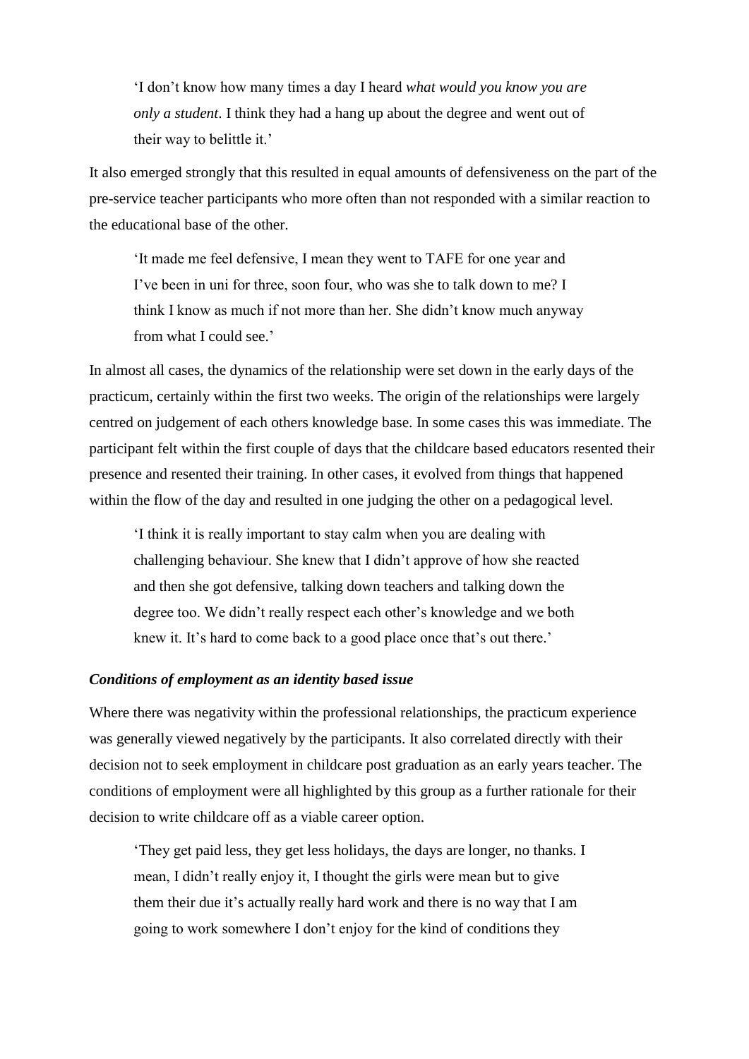> 'I don't know how many times a day I heard *what would you know you are only a student*. I think they had a hang up about the degree and went out of their way to belittle it.'

It also emerged strongly that this resulted in equal amounts of defensiveness on the part of the pre-service teacher participants who more often than not responded with a similar reaction to the educational base of the other.

> 'It made me feel defensive, I mean they went to TAFE for one year and I've been in uni for three, soon four, who was she to talk down to me? I think I know as much if not more than her. She didn't know much anyway from what I could see.'

In almost all cases, the dynamics of the relationship were set down in the early days of the practicum, certainly within the first two weeks. The origin of the relationships were largely centred on judgement of each others knowledge base. In some cases this was immediate. The participant felt within the first couple of days that the childcare based educators resented their presence and resented their training. In other cases, it evolved from things that happened within the flow of the day and resulted in one judging the other on a pedagogical level.

> 'I think it is really important to stay calm when you are dealing with challenging behaviour. She knew that I didn't approve of how she reacted and then she got defensive, talking down teachers and talking down the degree too. We didn't really respect each other's knowledge and we both knew it. It's hard to come back to a good place once that's out there.'

### *Conditions of employment as an identity based issue*

Where there was negativity within the professional relationships, the practicum experience was generally viewed negatively by the participants. It also correlated directly with their decision not to seek employment in childcare post graduation as an early years teacher. The conditions of employment were all highlighted by this group as a further rationale for their decision to write childcare off as a viable career option.

> 'They get paid less, they get less holidays, the days are longer, no thanks. I mean, I didn't really enjoy it, I thought the girls were mean but to give them their due it's actually really hard work and there is no way that I am going to work somewhere I don't enjoy for the kind of conditions they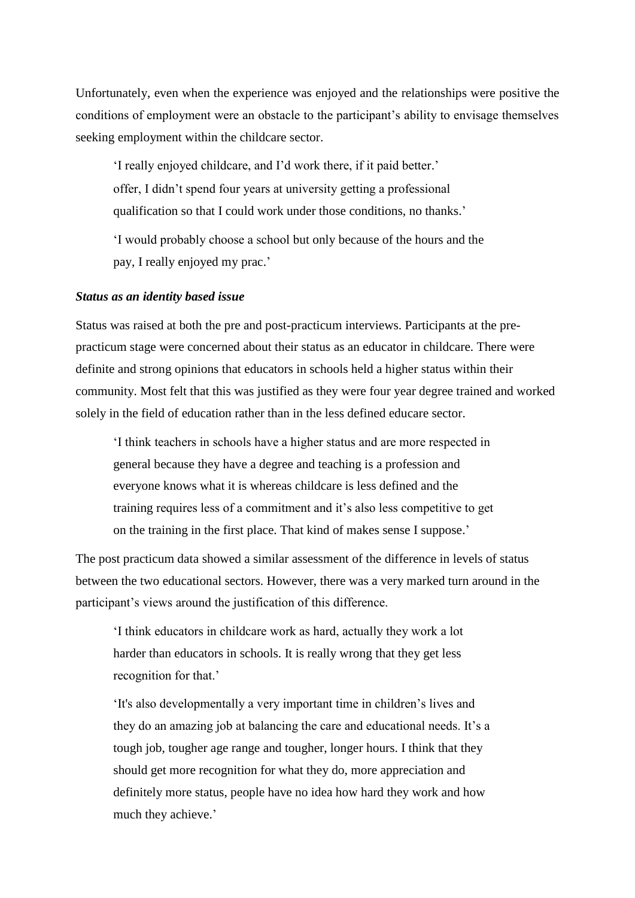Unfortunately, even when the experience was enjoyed and the relationships were positive the conditions of employment were an obstacle to the participant's ability to envisage themselves seeking employment within the childcare sector.

> 'I really enjoyed childcare, and I'd work there, if it paid better.'
> offer, I didn't spend four years at university getting a professional qualification so that I could work under those conditions, no thanks.'
>
> 'I would probably choose a school but only because of the hours and the pay, I really enjoyed my prac.'

### *Status as an identity based issue*

Status was raised at both the pre and post-practicum interviews. Participants at the pre-practicum stage were concerned about their status as an educator in childcare. There were definite and strong opinions that educators in schools held a higher status within their community. Most felt that this was justified as they were four year degree trained and worked solely in the field of education rather than in the less defined educare sector.

> 'I think teachers in schools have a higher status and are more respected in general because they have a degree and teaching is a profession and everyone knows what it is whereas childcare is less defined and the training requires less of a commitment and it's also less competitive to get on the training in the first place. That kind of makes sense I suppose.'

The post practicum data showed a similar assessment of the difference in levels of status between the two educational sectors. However, there was a very marked turn around in the participant's views around the justification of this difference.

> 'I think educators in childcare work as hard, actually they work a lot harder than educators in schools. It is really wrong that they get less recognition for that.'
>
> 'It's also developmentally a very important time in children's lives and they do an amazing job at balancing the care and educational needs. It's a tough job, tougher age range and tougher, longer hours. I think that they should get more recognition for what they do, more appreciation and definitely more status, people have no idea how hard they work and how much they achieve.'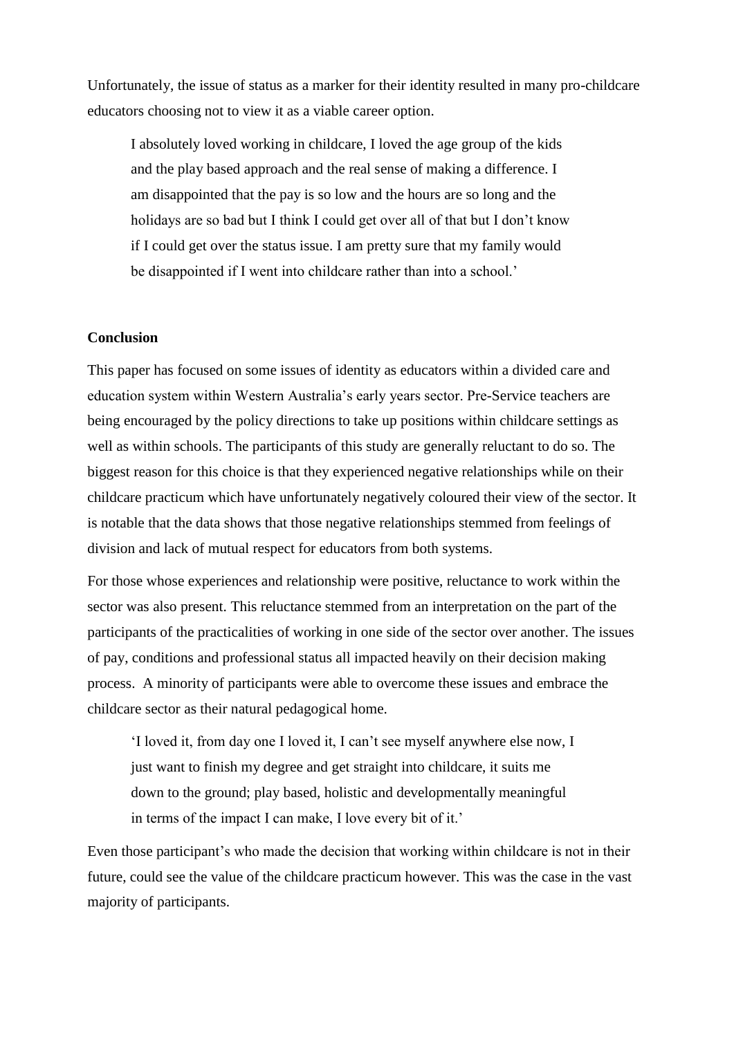Unfortunately, the issue of status as a marker for their identity resulted in many pro-childcare educators choosing not to view it as a viable career option.

> I absolutely loved working in childcare, I loved the age group of the kids and the play based approach and the real sense of making a difference. I am disappointed that the pay is so low and the hours are so long and the holidays are so bad but I think I could get over all of that but I don't know if I could get over the status issue. I am pretty sure that my family would be disappointed if I went into childcare rather than into a school.'

**Conclusion**

This paper has focused on some issues of identity as educators within a divided care and education system within Western Australia's early years sector. Pre-Service teachers are being encouraged by the policy directions to take up positions within childcare settings as well as within schools. The participants of this study are generally reluctant to do so. The biggest reason for this choice is that they experienced negative relationships while on their childcare practicum which have unfortunately negatively coloured their view of the sector. It is notable that the data shows that those negative relationships stemmed from feelings of division and lack of mutual respect for educators from both systems.

For those whose experiences and relationship were positive, reluctance to work within the sector was also present. This reluctance stemmed from an interpretation on the part of the participants of the practicalities of working in one side of the sector over another. The issues of pay, conditions and professional status all impacted heavily on their decision making process. A minority of participants were able to overcome these issues and embrace the childcare sector as their natural pedagogical home.

> 'I loved it, from day one I loved it, I can't see myself anywhere else now, I just want to finish my degree and get straight into childcare, it suits me down to the ground; play based, holistic and developmentally meaningful in terms of the impact I can make, I love every bit of it.'

Even those participant's who made the decision that working within childcare is not in their future, could see the value of the childcare practicum however. This was the case in the vast majority of participants.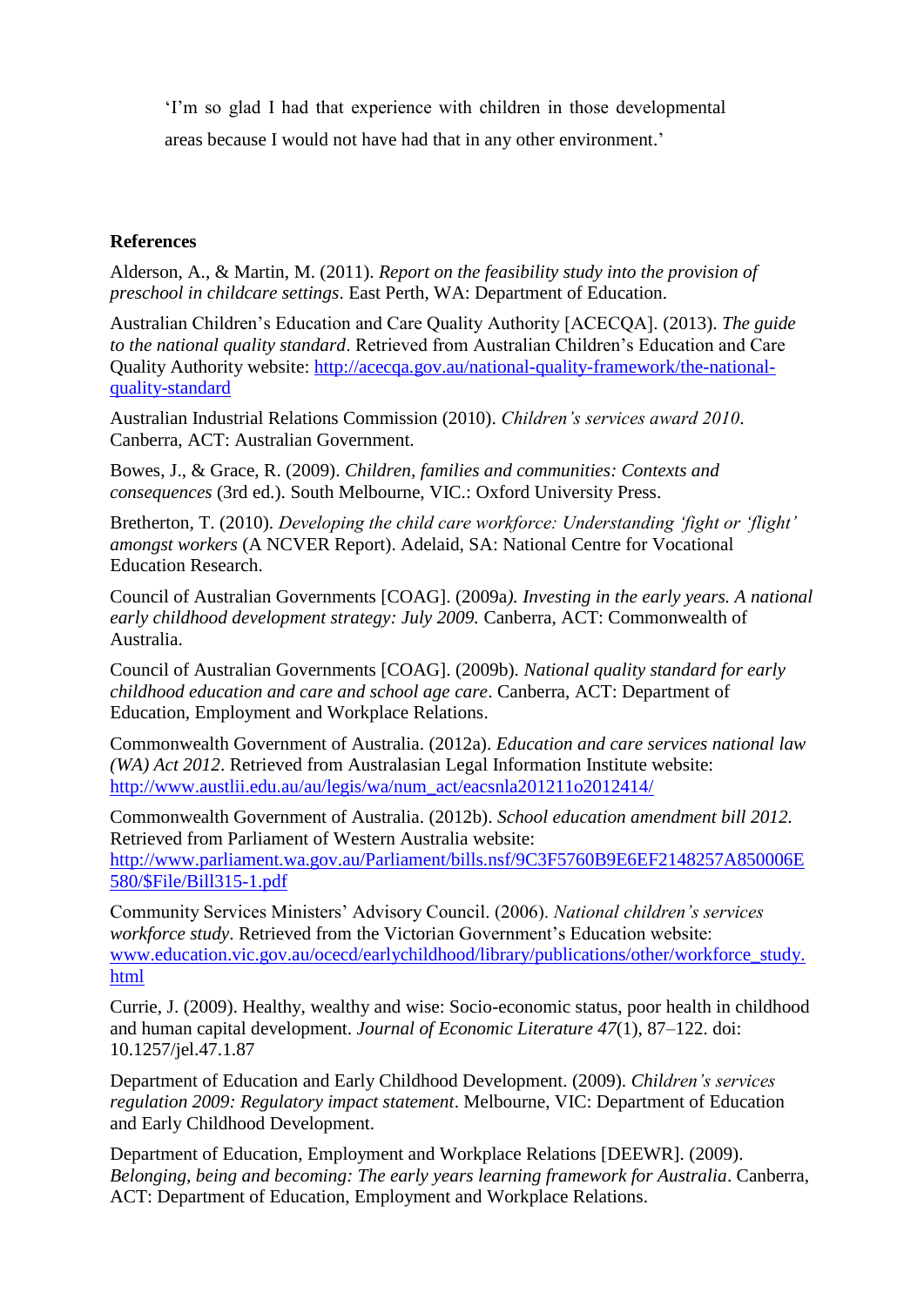> 'I'm so glad I had that experience with children in those developmental areas because I would not have had that in any other environment.'

**References**

Alderson, A., & Martin, M. (2011). *Report on the feasibility study into the provision of preschool in childcare settings*. East Perth, WA: Department of Education.

Australian Children's Education and Care Quality Authority [ACECQA]. (2013). *The guide to the national quality standard*. Retrieved from Australian Children's Education and Care Quality Authority website: [http://acecqa.gov.au/national-quality-framework/the-national-quality-standard](http://acecqa.gov.au/national-quality-framework/the-national-quality-standard)

Australian Industrial Relations Commission (2010). *Children's services award 2010*. Canberra, ACT: Australian Government.

Bowes, J., & Grace, R. (2009). *Children, families and communities: Contexts and consequences* (3rd ed.). South Melbourne, VIC.: Oxford University Press.

Bretherton, T. (2010). *Developing the child care workforce: Understanding 'fight or 'flight' amongst workers* (A NCVER Report). Adelaid, SA: National Centre for Vocational Education Research.

Council of Australian Governments [COAG]. (2009a*). Investing in the early years. A national early childhood development strategy: July 2009.* Canberra, ACT: Commonwealth of Australia.

Council of Australian Governments [COAG]. (2009b). *National quality standard for early childhood education and care and school age care*. Canberra, ACT: Department of Education, Employment and Workplace Relations.

Commonwealth Government of Australia. (2012a). *Education and care services national law (WA) Act 2012*. Retrieved from Australasian Legal Information Institute website: [http://www.austlii.edu.au/au/legis/wa/num_act/eacsnla201211o2012414/](http://www.austlii.edu.au/au/legis/wa/num_act/eacsnla201211o2012414/)

Commonwealth Government of Australia. (2012b). *School education amendment bill 2012.* Retrieved from Parliament of Western Australia website: [http://www.parliament.wa.gov.au/Parliament/bills.nsf/9C3F5760B9E6EF2148257A850006E580/$File/Bill315-1.pdf](http://www.parliament.wa.gov.au/Parliament/bills.nsf/9C3F5760B9E6EF2148257A850006E580/$File/Bill315-1.pdf)

Community Services Ministers' Advisory Council. (2006). *National children's services workforce study*. Retrieved from the Victorian Government's Education website: [www.education.vic.gov.au/ocecd/earlychildhood/library/publications/other/workforce_study.html](www.education.vic.gov.au/ocecd/earlychildhood/library/publications/other/workforce_study.html)

Currie, J. (2009). Healthy, wealthy and wise: Socio-economic status, poor health in childhood and human capital development. *Journal of Economic Literature 47*(1), 87–122. doi: 10.1257/jel.47.1.87

Department of Education and Early Childhood Development. (2009). *Children's services regulation 2009: Regulatory impact statement*. Melbourne, VIC: Department of Education and Early Childhood Development.

Department of Education, Employment and Workplace Relations [DEEWR]. (2009). *Belonging, being and becoming: The early years learning framework for Australia*. Canberra, ACT: Department of Education, Employment and Workplace Relations.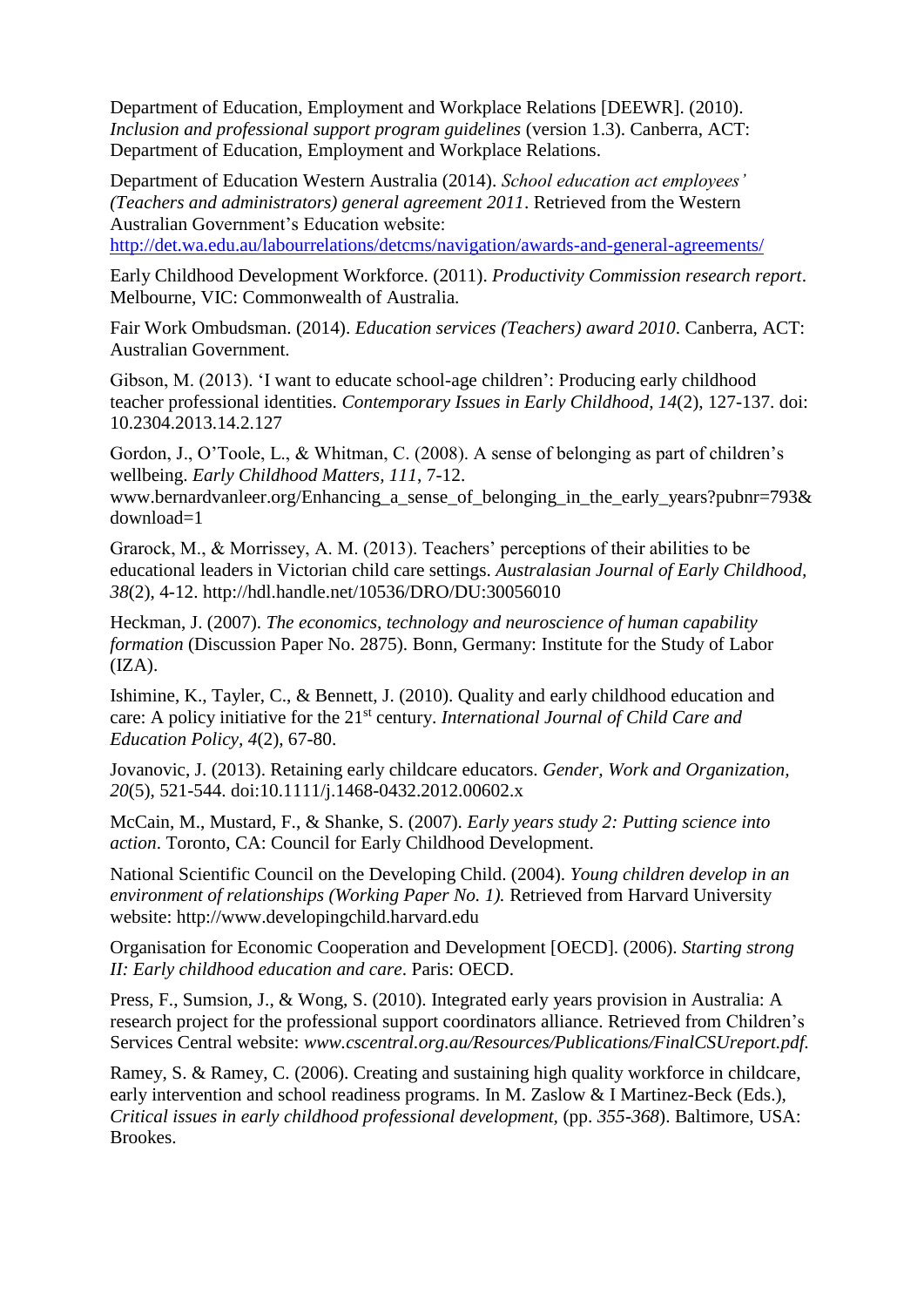Department of Education, Employment and Workplace Relations [DEEWR]. (2010). *Inclusion and professional support program guidelines* (version 1.3). Canberra, ACT: Department of Education, Employment and Workplace Relations.

Department of Education Western Australia (2014). *School education act employees' (Teachers and administrators) general agreement 2011*. Retrieved from the Western Australian Government's Education website: http://det.wa.edu.au/labourrelations/detcms/navigation/awards-and-general-agreements/

Early Childhood Development Workforce. (2011). *Productivity Commission research report*. Melbourne, VIC: Commonwealth of Australia.

Fair Work Ombudsman. (2014). *Education services (Teachers) award 2010*. Canberra, ACT: Australian Government.

Gibson, M. (2013). 'I want to educate school-age children': Producing early childhood teacher professional identities. *Contemporary Issues in Early Childhood, 14*(2), 127-137. doi: 10.2304.2013.14.2.127

Gordon, J., O'Toole, L., & Whitman, C. (2008). A sense of belonging as part of children's wellbeing. *Early Childhood Matters, 111*, 7-12. www.bernardvanleer.org/Enhancing_a_sense_of_belonging_in_the_early_years?pubnr=793&download=1

Grarock, M., & Morrissey, A. M. (2013). Teachers' perceptions of their abilities to be educational leaders in Victorian child care settings. *Australasian Journal of Early Childhood, 38*(2), 4-12. http://hdl.handle.net/10536/DRO/DU:30056010

Heckman, J. (2007). *The economics, technology and neuroscience of human capability formation* (Discussion Paper No. 2875). Bonn, Germany: Institute for the Study of Labor (IZA).

Ishimine, K., Tayler, C., & Bennett, J. (2010). Quality and early childhood education and care: A policy initiative for the 21st century. *International Journal of Child Care and Education Policy, 4*(2), 67-80.

Jovanovic, J. (2013). Retaining early childcare educators. *Gender, Work and Organization, 20*(5), 521-544. doi:10.1111/j.1468-0432.2012.00602.x

McCain, M., Mustard, F., & Shanke, S. (2007). *Early years study 2: Putting science into action*. Toronto, CA: Council for Early Childhood Development.

National Scientific Council on the Developing Child. (2004). *Young children develop in an environment of relationships (Working Paper No. 1).* Retrieved from Harvard University website: http://www.developingchild.harvard.edu

Organisation for Economic Cooperation and Development [OECD]. (2006). *Starting strong II: Early childhood education and care*. Paris: OECD.

Press, F., Sumsion, J., & Wong, S. (2010). Integrated early years provision in Australia: A research project for the professional support coordinators alliance. Retrieved from Children's Services Central website: *www.cscentral.org.au/Resources/Publications/FinalCSUreport.pdf.*

Ramey, S. & Ramey, C. (2006). Creating and sustaining high quality workforce in childcare, early intervention and school readiness programs. In M. Zaslow & I Martinez-Beck (Eds.), *Critical issues in early childhood professional development,* (pp. *355-368*). Baltimore, USA: Brookes.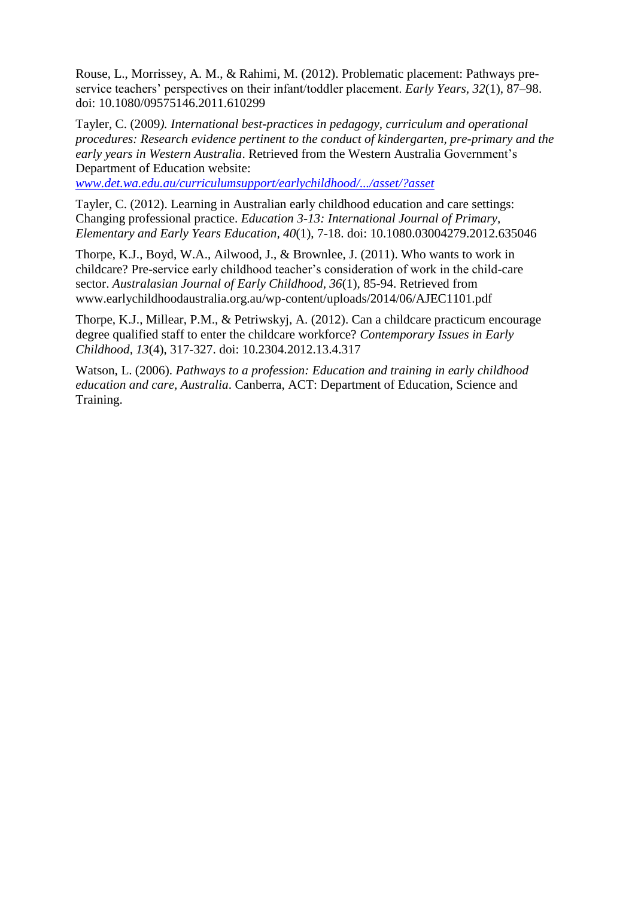Rouse, L., Morrissey, A. M., & Rahimi, M. (2012). Problematic placement: Pathways pre-service teachers' perspectives on their infant/toddler placement. *Early Years, 32*(1), 87–98. doi: 10.1080/09575146.2011.610299

Tayler, C. (2009*). International best-practices in pedagogy, curriculum and operational procedures: Research evidence pertinent to the conduct of kindergarten, pre-primary and the early years in Western Australia*. Retrieved from the Western Australia Government's Department of Education website: [www.det.wa.edu.au/curriculumsupport/earlychildhood/.../asset/?asset](www.det.wa.edu.au/curriculumsupport/earlychildhood/.../asset/?asset)

Tayler, C. (2012). Learning in Australian early childhood education and care settings: Changing professional practice. *Education 3-13: International Journal of Primary, Elementary and Early Years Education, 40*(1), 7-18. doi: 10.1080.03004279.2012.635046

Thorpe, K.J., Boyd, W.A., Ailwood, J., & Brownlee, J. (2011). Who wants to work in childcare? Pre-service early childhood teacher's consideration of work in the child-care sector. *Australasian Journal of Early Childhood, 36*(1), 85-94. Retrieved from www.earlychildhoodaustralia.org.au/wp-content/uploads/2014/06/AJEC1101.pdf

Thorpe, K.J., Millear, P.M., & Petriwskyj, A. (2012). Can a childcare practicum encourage degree qualified staff to enter the childcare workforce? *Contemporary Issues in Early Childhood, 13*(4), 317-327. doi: 10.2304.2012.13.4.317

Watson, L. (2006). *Pathways to a profession: Education and training in early childhood education and care, Australia*. Canberra, ACT: Department of Education, Science and Training.